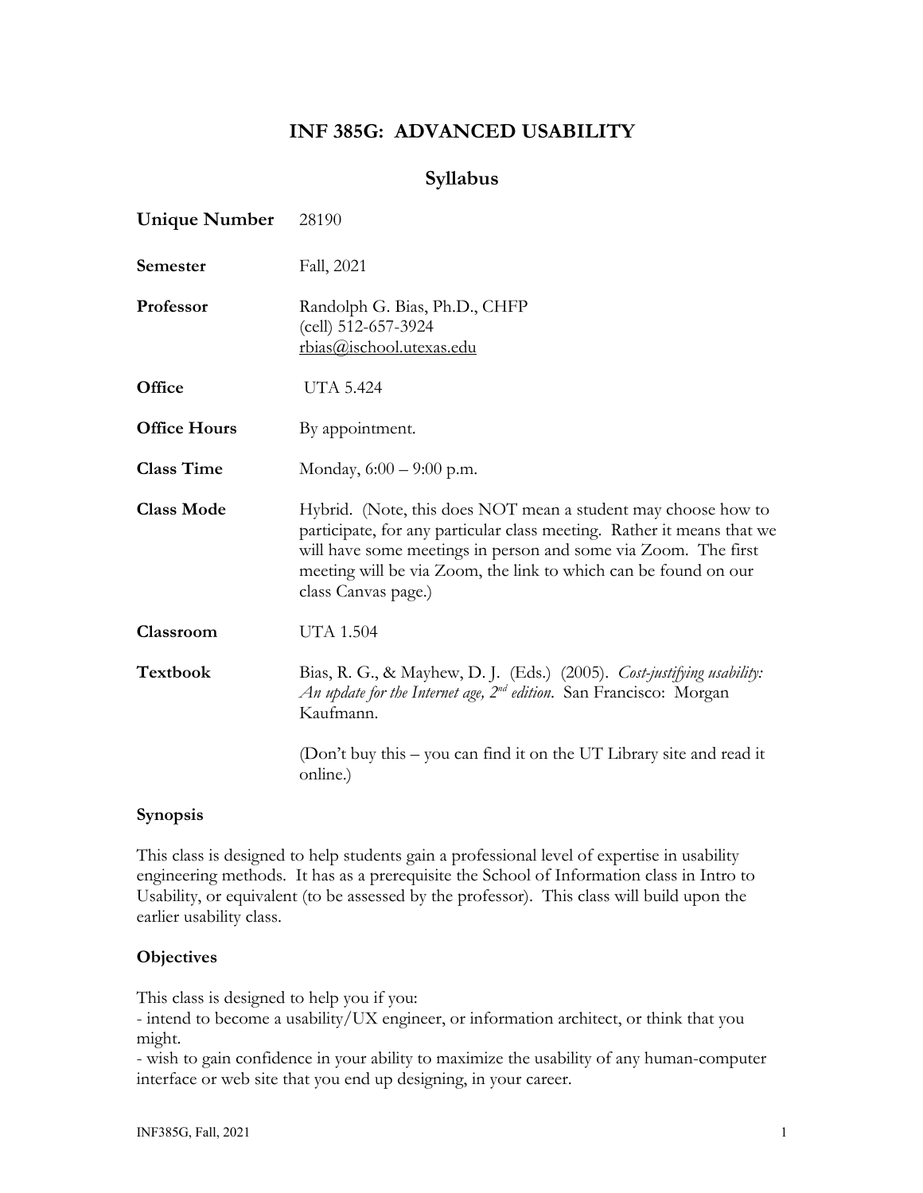# INF 385G: ADVANCED USABILITY

## Syllabus

**Unique Number** 28190

**Semester** Fall, 2021

**Professor** Randolph G. Bias, Ph.D., CHFP
(cell) 512-657-3924
rbias@ischool.utexas.edu

**Office** UTA 5.424

**Office Hours** By appointment.

**Class Time** Monday, 6:00 – 9:00 p.m.

**Class Mode** Hybrid. (Note, this does NOT mean a student may choose how to participate, for any particular class meeting. Rather it means that we will have some meetings in person and some via Zoom. The first meeting will be via Zoom, the link to which can be found on our class Canvas page.)

**Classroom** UTA 1.504

**Textbook** Bias, R. G., & Mayhew, D. J. (Eds.) (2005). *Cost-justifying usability: An update for the Internet age, 2nd edition*. San Francisco: Morgan Kaufmann.

(Don't buy this – you can find it on the UT Library site and read it online.)

### Synopsis

This class is designed to help students gain a professional level of expertise in usability engineering methods. It has as a prerequisite the School of Information class in Intro to Usability, or equivalent (to be assessed by the professor). This class will build upon the earlier usability class.

### Objectives

This class is designed to help you if you:
- intend to become a usability/UX engineer, or information architect, or think that you might.
- wish to gain confidence in your ability to maximize the usability of any human-computer interface or web site that you end up designing, in your career.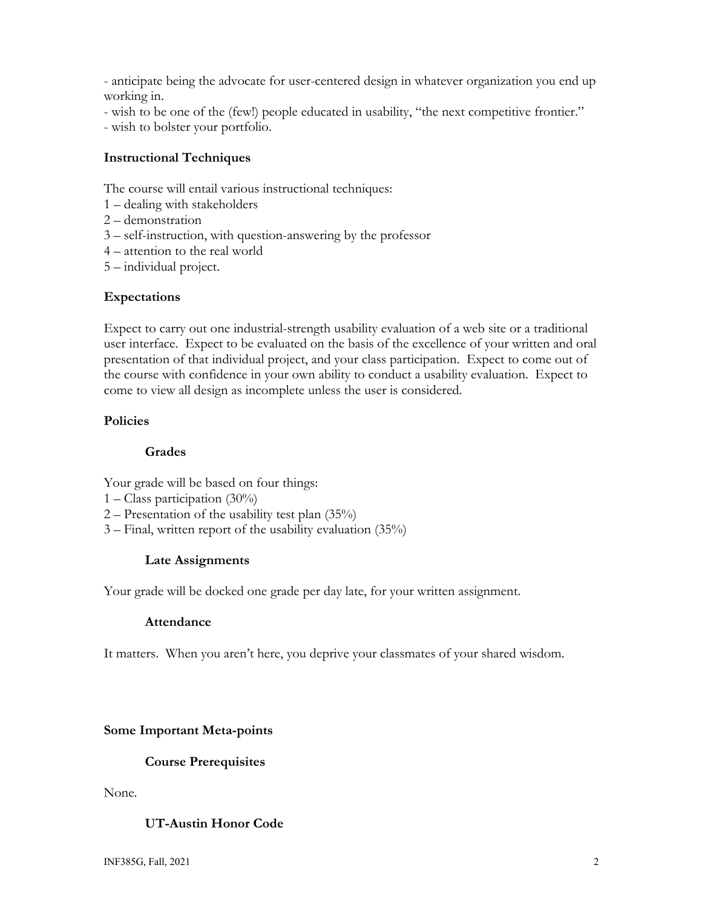- anticipate being the advocate for user-centered design in whatever organization you end up working in.
- wish to be one of the (few!) people educated in usability, "the next competitive frontier."
- wish to bolster your portfolio.

## Instructional Techniques

The course will entail various instructional techniques:
1 – dealing with stakeholders
2 – demonstration
3 – self-instruction, with question-answering by the professor
4 – attention to the real world
5 – individual project.

## Expectations

Expect to carry out one industrial-strength usability evaluation of a web site or a traditional user interface. Expect to be evaluated on the basis of the excellence of your written and oral presentation of that individual project, and your class participation. Expect to come out of the course with confidence in your own ability to conduct a usability evaluation. Expect to come to view all design as incomplete unless the user is considered.

## Policies

### Grades

Your grade will be based on four things:
1 – Class participation (30%)
2 – Presentation of the usability test plan (35%)
3 – Final, written report of the usability evaluation (35%)

### Late Assignments

Your grade will be docked one grade per day late, for your written assignment.

### Attendance

It matters. When you aren't here, you deprive your classmates of your shared wisdom.

## Some Important Meta-points

### Course Prerequisites

None.

### UT-Austin Honor Code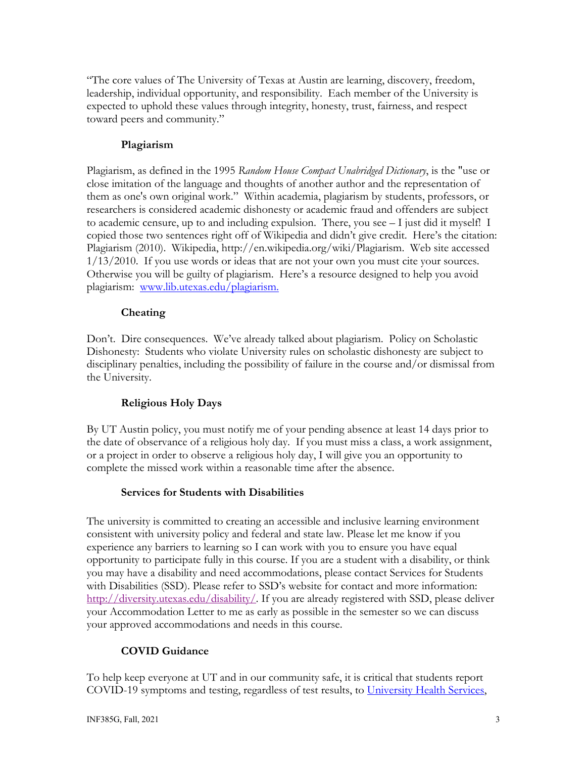"The core values of The University of Texas at Austin are learning, discovery, freedom, leadership, individual opportunity, and responsibility. Each member of the University is expected to uphold these values through integrity, honesty, trust, fairness, and respect toward peers and community."

### Plagiarism

Plagiarism, as defined in the 1995 *Random House Compact Unabridged Dictionary*, is the "use or close imitation of the language and thoughts of another author and the representation of them as one's own original work." Within academia, plagiarism by students, professors, or researchers is considered academic dishonesty or academic fraud and offenders are subject to academic censure, up to and including expulsion. There, you see – I just did it myself! I copied those two sentences right off of Wikipedia and didn't give credit. Here's the citation: Plagiarism (2010). Wikipedia, http://en.wikipedia.org/wiki/Plagiarism. Web site accessed 1/13/2010. If you use words or ideas that are not your own you must cite your sources. Otherwise you will be guilty of plagiarism. Here's a resource designed to help you avoid plagiarism: [www.lib.utexas.edu/plagiarism.](http://www.lib.utexas.edu/plagiarism)

### Cheating

Don't. Dire consequences. We've already talked about plagiarism. Policy on Scholastic Dishonesty: Students who violate University rules on scholastic dishonesty are subject to disciplinary penalties, including the possibility of failure in the course and/or dismissal from the University.

### Religious Holy Days

By UT Austin policy, you must notify me of your pending absence at least 14 days prior to the date of observance of a religious holy day. If you must miss a class, a work assignment, or a project in order to observe a religious holy day, I will give you an opportunity to complete the missed work within a reasonable time after the absence.

### Services for Students with Disabilities

The university is committed to creating an accessible and inclusive learning environment consistent with university policy and federal and state law. Please let me know if you experience any barriers to learning so I can work with you to ensure you have equal opportunity to participate fully in this course. If you are a student with a disability, or think you may have a disability and need accommodations, please contact Services for Students with Disabilities (SSD). Please refer to SSD's website for contact and more information: [http://diversity.utexas.edu/disability/](http://diversity.utexas.edu/disability/). If you are already registered with SSD, please deliver your Accommodation Letter to me as early as possible in the semester so we can discuss your approved accommodations and needs in this course.

### COVID Guidance

To help keep everyone at UT and in our community safe, it is critical that students report COVID-19 symptoms and testing, regardless of test results, to University Health Services,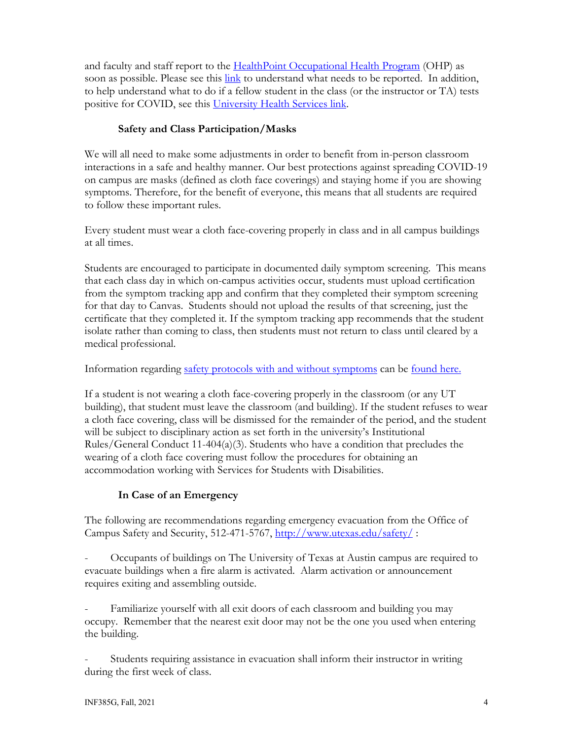and faculty and staff report to the [HealthPoint Occupational Health Program]() (OHP) as soon as possible. Please see this [link]() to understand what needs to be reported. In addition, to help understand what to do if a fellow student in the class (or the instructor or TA) tests positive for COVID, see this [University Health Services link]().

### Safety and Class Participation/Masks

We will all need to make some adjustments in order to benefit from in-person classroom interactions in a safe and healthy manner. Our best protections against spreading COVID-19 on campus are masks (defined as cloth face coverings) and staying home if you are showing symptoms. Therefore, for the benefit of everyone, this means that all students are required to follow these important rules.

Every student must wear a cloth face-covering properly in class and in all campus buildings at all times.

Students are encouraged to participate in documented daily symptom screening. This means that each class day in which on-campus activities occur, students must upload certification from the symptom tracking app and confirm that they completed their symptom screening for that day to Canvas. Students should not upload the results of that screening, just the certificate that they completed it. If the symptom tracking app recommends that the student isolate rather than coming to class, then students must not return to class until cleared by a medical professional.

Information regarding [safety protocols with and without symptoms]() can be [found here.]()

If a student is not wearing a cloth face-covering properly in the classroom (or any UT building), that student must leave the classroom (and building). If the student refuses to wear a cloth face covering, class will be dismissed for the remainder of the period, and the student will be subject to disciplinary action as set forth in the university's Institutional Rules/General Conduct 11-404(a)(3). Students who have a condition that precludes the wearing of a cloth face covering must follow the procedures for obtaining an accommodation working with Services for Students with Disabilities.

### In Case of an Emergency

The following are recommendations regarding emergency evacuation from the Office of Campus Safety and Security, 512-471-5767, http://www.utexas.edu/safety/ :

- Occupants of buildings on The University of Texas at Austin campus are required to evacuate buildings when a fire alarm is activated. Alarm activation or announcement requires exiting and assembling outside.

- Familiarize yourself with all exit doors of each classroom and building you may occupy. Remember that the nearest exit door may not be the one you used when entering the building.

- Students requiring assistance in evacuation shall inform their instructor in writing during the first week of class.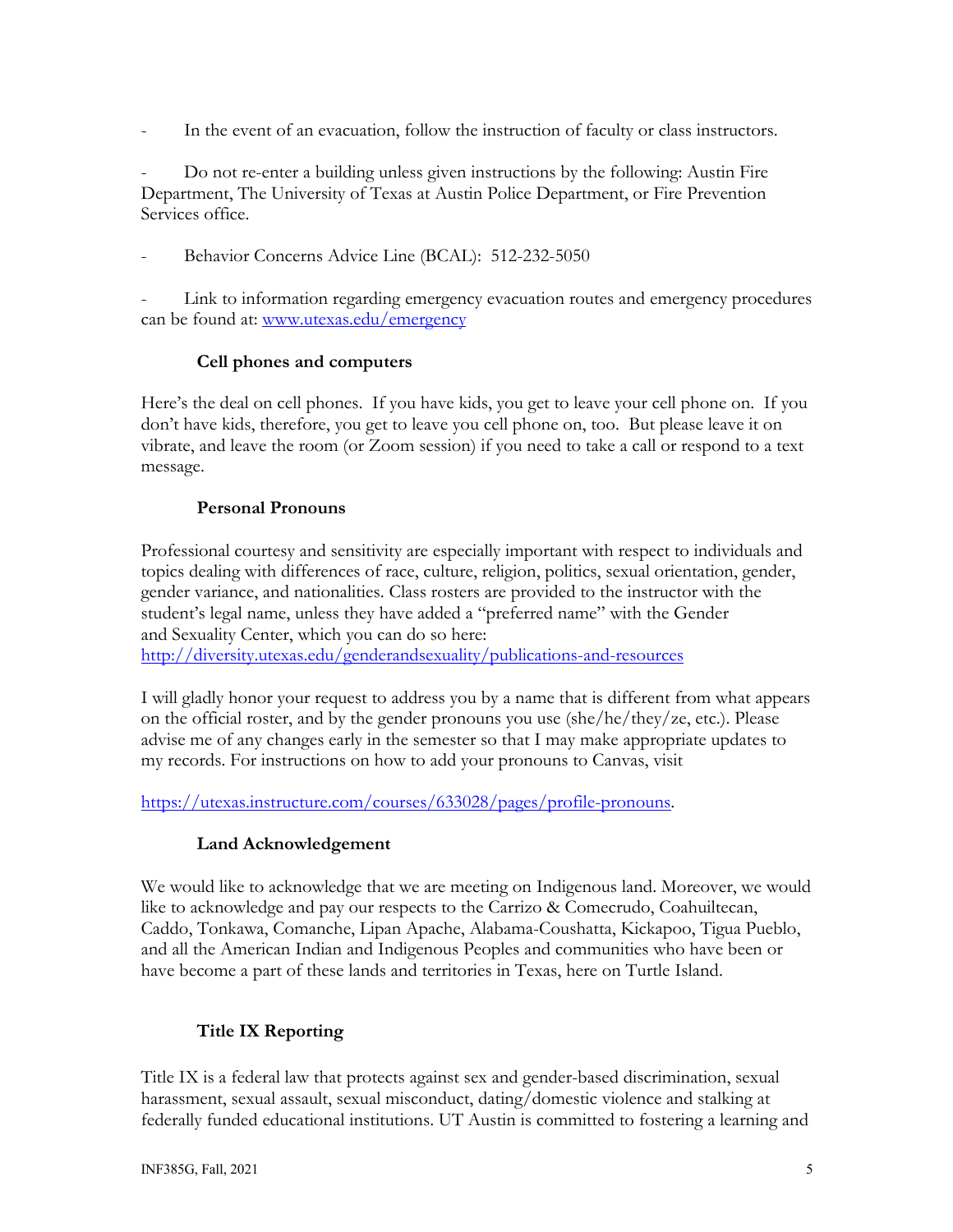- In the event of an evacuation, follow the instruction of faculty or class instructors.

- Do not re-enter a building unless given instructions by the following: Austin Fire Department, The University of Texas at Austin Police Department, or Fire Prevention Services office.

- Behavior Concerns Advice Line (BCAL): 512-232-5050

- Link to information regarding emergency evacuation routes and emergency procedures can be found at: [www.utexas.edu/emergency](http://www.utexas.edu/emergency)

### Cell phones and computers

Here's the deal on cell phones. If you have kids, you get to leave your cell phone on. If you don't have kids, therefore, you get to leave you cell phone on, too. But please leave it on vibrate, and leave the room (or Zoom session) if you need to take a call or respond to a text message.

### Personal Pronouns

Professional courtesy and sensitivity are especially important with respect to individuals and topics dealing with differences of race, culture, religion, politics, sexual orientation, gender, gender variance, and nationalities. Class rosters are provided to the instructor with the student's legal name, unless they have added a "preferred name" with the Gender and Sexuality Center, which you can do so here: [http://diversity.utexas.edu/genderandsexuality/publications-and-resources](http://diversity.utexas.edu/genderandsexuality/publications-and-resources)

I will gladly honor your request to address you by a name that is different from what appears on the official roster, and by the gender pronouns you use (she/he/they/ze, etc.). Please advise me of any changes early in the semester so that I may make appropriate updates to my records. For instructions on how to add your pronouns to Canvas, visit

[https://utexas.instructure.com/courses/633028/pages/profile-pronouns](https://utexas.instructure.com/courses/633028/pages/profile-pronouns).

### Land Acknowledgement

We would like to acknowledge that we are meeting on Indigenous land. Moreover, we would like to acknowledge and pay our respects to the Carrizo & Comecrudo, Coahuiltecan, Caddo, Tonkawa, Comanche, Lipan Apache, Alabama-Coushatta, Kickapoo, Tigua Pueblo, and all the American Indian and Indigenous Peoples and communities who have been or have become a part of these lands and territories in Texas, here on Turtle Island.

### Title IX Reporting

Title IX is a federal law that protects against sex and gender-based discrimination, sexual harassment, sexual assault, sexual misconduct, dating/domestic violence and stalking at federally funded educational institutions. UT Austin is committed to fostering a learning and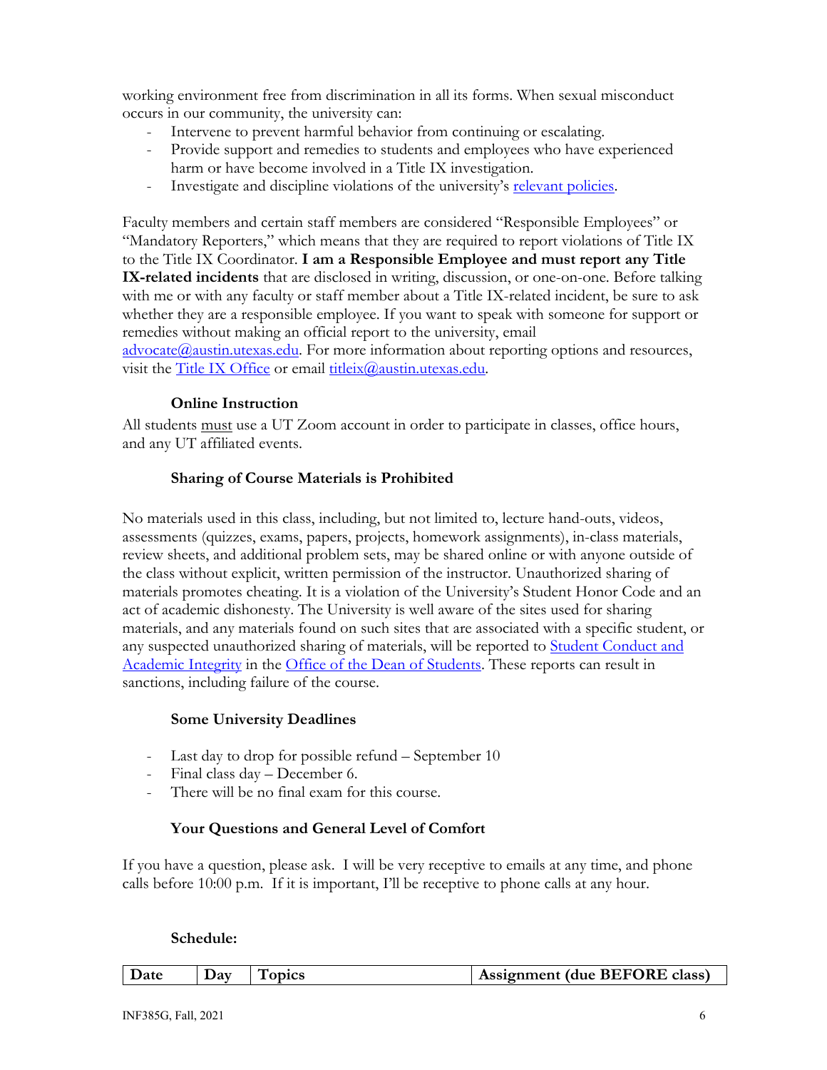working environment free from discrimination in all its forms. When sexual misconduct occurs in our community, the university can:

- Intervene to prevent harmful behavior from continuing or escalating.
- Provide support and remedies to students and employees who have experienced harm or have become involved in a Title IX investigation.
- Investigate and discipline violations of the university's relevant policies.

Faculty members and certain staff members are considered "Responsible Employees" or "Mandatory Reporters," which means that they are required to report violations of Title IX to the Title IX Coordinator. **I am a Responsible Employee and must report any Title IX-related incidents** that are disclosed in writing, discussion, or one-on-one. Before talking with me or with any faculty or staff member about a Title IX-related incident, be sure to ask whether they are a responsible employee. If you want to speak with someone for support or remedies without making an official report to the university, email advocate@austin.utexas.edu. For more information about reporting options and resources, visit the Title IX Office or email titleix@austin.utexas.edu.

### Online Instruction

All students must use a UT Zoom account in order to participate in classes, office hours, and any UT affiliated events.

### Sharing of Course Materials is Prohibited

No materials used in this class, including, but not limited to, lecture hand-outs, videos, assessments (quizzes, exams, papers, projects, homework assignments), in-class materials, review sheets, and additional problem sets, may be shared online or with anyone outside of the class without explicit, written permission of the instructor. Unauthorized sharing of materials promotes cheating. It is a violation of the University's Student Honor Code and an act of academic dishonesty. The University is well aware of the sites used for sharing materials, and any materials found on such sites that are associated with a specific student, or any suspected unauthorized sharing of materials, will be reported to Student Conduct and Academic Integrity in the Office of the Dean of Students. These reports can result in sanctions, including failure of the course.

### Some University Deadlines

- Last day to drop for possible refund – September 10
- Final class day – December 6.
- There will be no final exam for this course.

### Your Questions and General Level of Comfort

If you have a question, please ask. I will be very receptive to emails at any time, and phone calls before 10:00 p.m. If it is important, I'll be receptive to phone calls at any hour.

### Schedule:

| Date | Day | Topics | Assignment (due BEFORE class) |
|---|---|---|---|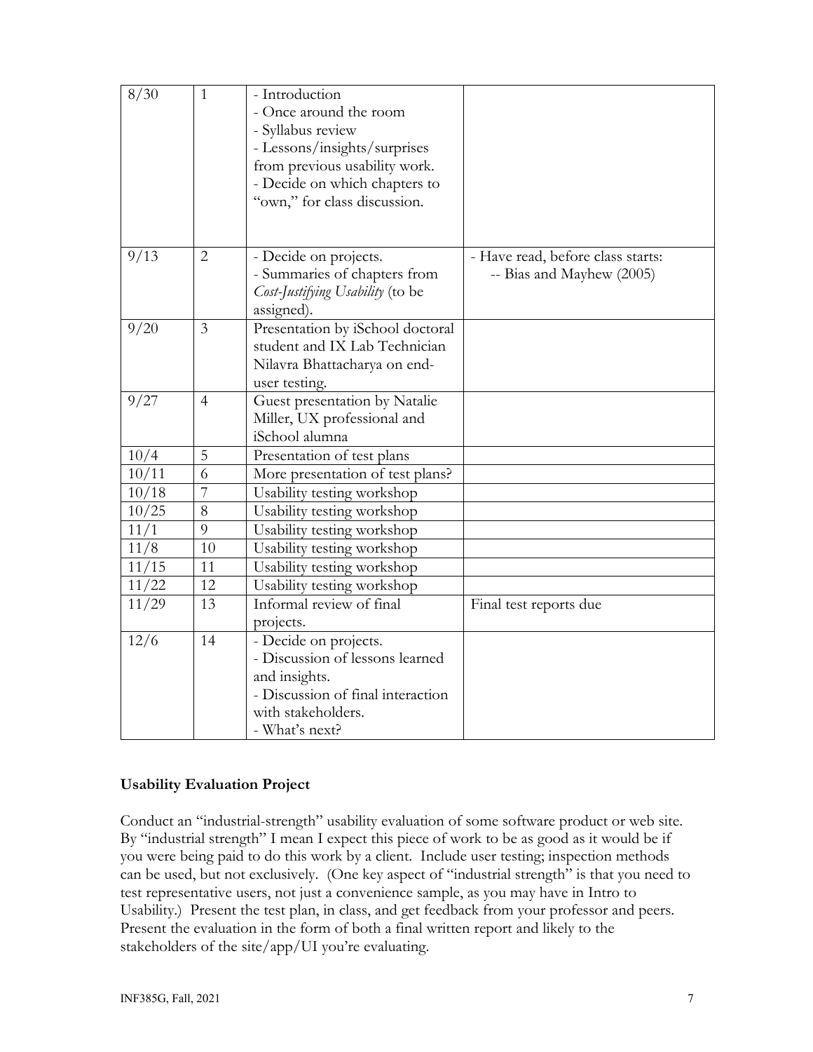| | | | |
|---|---|---|---|
| 8/30 | 1 | - Introduction<br>- Once around the room<br>- Syllabus review<br>- Lessons/insights/surprises from previous usability work.<br>- Decide on which chapters to "own," for class discussion. | |
| 9/13 | 2 | - Decide on projects.<br>- Summaries of chapters from *Cost-Justifying Usability* (to be assigned). | - Have read, before class starts:<br>-- Bias and Mayhew (2005) |
| 9/20 | 3 | Presentation by iSchool doctoral student and IX Lab Technician Nilavra Bhattacharya on end-user testing. | |
| 9/27 | 4 | Guest presentation by Natalie Miller, UX professional and iSchool alumna | |
| 10/4 | 5 | Presentation of test plans | |
| 10/11 | 6 | More presentation of test plans? | |
| 10/18 | 7 | Usability testing workshop | |
| 10/25 | 8 | Usability testing workshop | |
| 11/1 | 9 | Usability testing workshop | |
| 11/8 | 10 | Usability testing workshop | |
| 11/15 | 11 | Usability testing workshop | |
| 11/22 | 12 | Usability testing workshop | |
| 11/29 | 13 | Informal review of final projects. | Final test reports due |
| 12/6 | 14 | - Decide on projects.<br>- Discussion of lessons learned and insights.<br>- Discussion of final interaction with stakeholders.<br>- What's next? | |

**Usability Evaluation Project**

Conduct an "industrial-strength" usability evaluation of some software product or web site. By "industrial strength" I mean I expect this piece of work to be as good as it would be if you were being paid to do this work by a client. Include user testing; inspection methods can be used, but not exclusively. (One key aspect of "industrial strength" is that you need to test representative users, not just a convenience sample, as you may have in Intro to Usability.) Present the test plan, in class, and get feedback from your professor and peers. Present the evaluation in the form of both a final written report and likely to the stakeholders of the site/app/UI you're evaluating.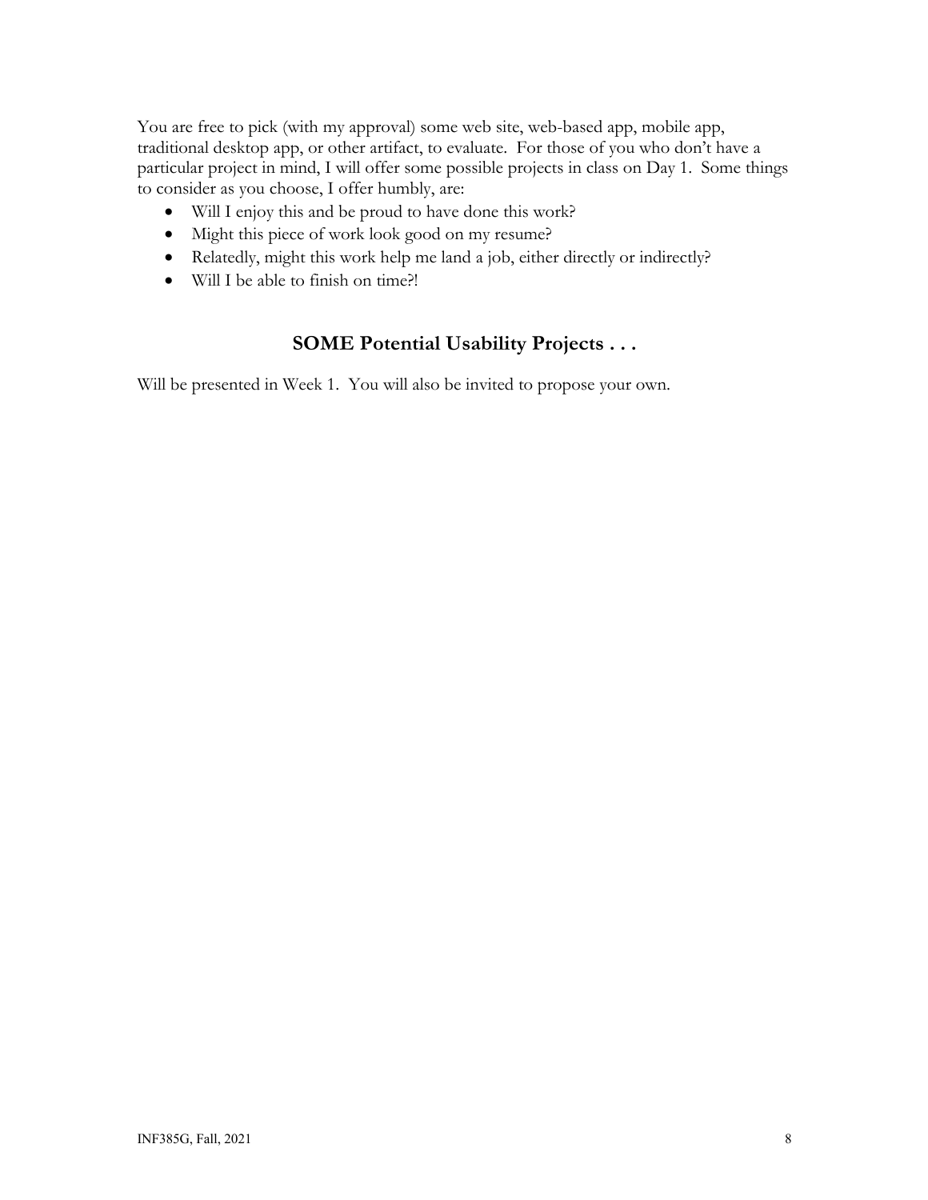You are free to pick (with my approval) some web site, web-based app, mobile app, traditional desktop app, or other artifact, to evaluate. For those of you who don't have a particular project in mind, I will offer some possible projects in class on Day 1. Some things to consider as you choose, I offer humbly, are:

- Will I enjoy this and be proud to have done this work?
- Might this piece of work look good on my resume?
- Relatedly, might this work help me land a job, either directly or indirectly?
- Will I be able to finish on time?!

## SOME Potential Usability Projects . . .

Will be presented in Week 1. You will also be invited to propose your own.